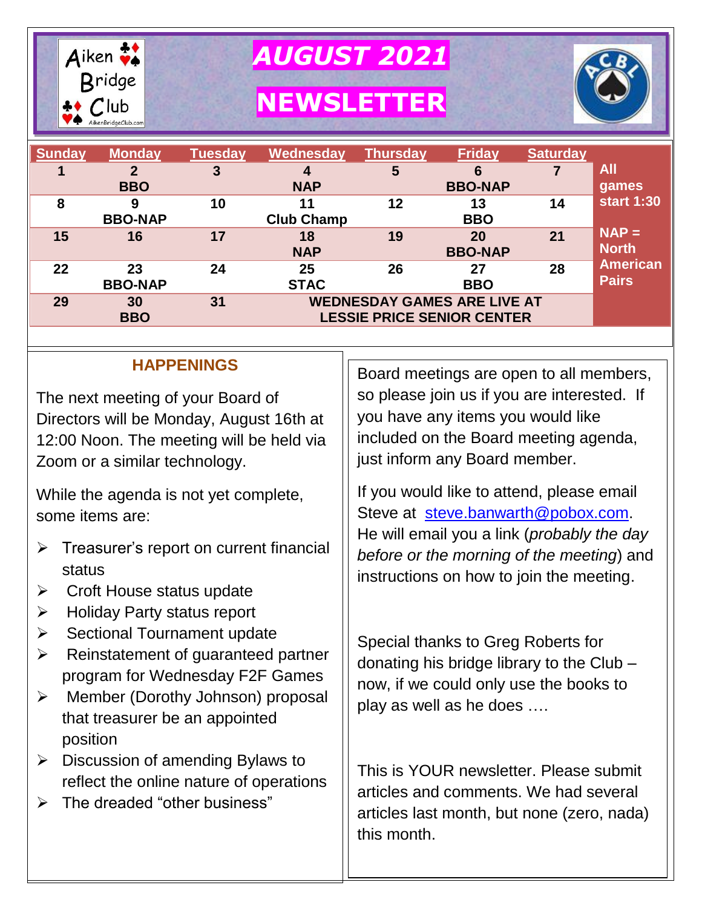# AUGUST 2021

# NEWSLETTER

Aiken Bridge Club

| Sunday | Monday | Tuesday | Wednesday | Thursday | Friday | Saturday |
|---|---|---|---|---|---|---|
| 1 | 2 BBO | 3 | 4 NAP | 5 | 6 BBO-NAP | 7 |
| 8 | 9 BBO-NAP | 10 | 11 Club Champ | 12 | 13 BBO | 14 |
| 15 | 16 | 17 | 18 NAP | 19 | 20 BBO-NAP | 21 |
| 22 | 23 BBO-NAP | 24 | 25 STAC | 26 | 27 BBO | 28 |
| 29 | 30 BBO | 31 | WEDNESDAY GAMES ARE LIVE AT LESSIE PRICE SENIOR CENTER | | | |

**All games start 1:30**

**NAP = North American Pairs**

## HAPPENINGS

The next meeting of your Board of Directors will be Monday, August 16th at 12:00 Noon. The meeting will be held via Zoom or a similar technology.

While the agenda is not yet complete, some items are:

- Treasurer's report on current financial status
- Croft House status update
- Holiday Party status report
- Sectional Tournament update
- Reinstatement of guaranteed partner program for Wednesday F2F Games
- Member (Dorothy Johnson) proposal that treasurer be an appointed position
- Discussion of amending Bylaws to reflect the online nature of operations
- The dreaded "other business"

Board meetings are open to all members, so please join us if you are interested. If you have any items you would like included on the Board meeting agenda, just inform any Board member.

If you would like to attend, please email Steve at steve.banwarth@pobox.com. He will email you a link (*probably the day before or the morning of the meeting*) and instructions on how to join the meeting.

Special thanks to Greg Roberts for donating his bridge library to the Club – now, if we could only use the books to play as well as he does ….

This is YOUR newsletter. Please submit articles and comments. We had several articles last month, but none (zero, nada) this month.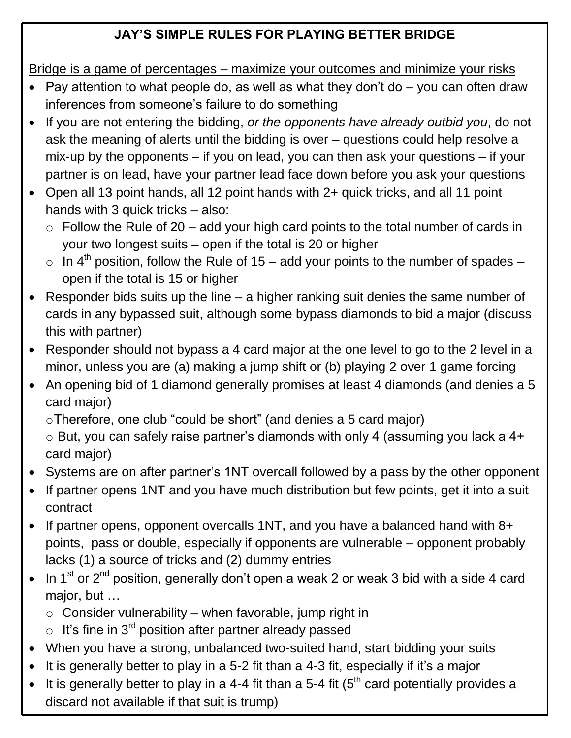## JAY'S SIMPLE RULES FOR PLAYING BETTER BRIDGE

Bridge is a game of percentages – maximize your outcomes and minimize your risks

- Pay attention to what people do, as well as what they don't do – you can often draw inferences from someone's failure to do something
- If you are not entering the bidding, *or the opponents have already outbid you*, do not ask the meaning of alerts until the bidding is over – questions could help resolve a mix-up by the opponents – if you on lead, you can then ask your questions – if your partner is on lead, have your partner lead face down before you ask your questions
- Open all 13 point hands, all 12 point hands with 2+ quick tricks, and all 11 point hands with 3 quick tricks – also:
  - Follow the Rule of 20 – add your high card points to the total number of cards in your two longest suits – open if the total is 20 or higher
  - In 4th position, follow the Rule of 15 – add your points to the number of spades – open if the total is 15 or higher
- Responder bids suits up the line – a higher ranking suit denies the same number of cards in any bypassed suit, although some bypass diamonds to bid a major (discuss this with partner)
- Responder should not bypass a 4 card major at the one level to go to the 2 level in a minor, unless you are (a) making a jump shift or (b) playing 2 over 1 game forcing
- An opening bid of 1 diamond generally promises at least 4 diamonds (and denies a 5 card major)
  - Therefore, one club "could be short" (and denies a 5 card major)
  - But, you can safely raise partner's diamonds with only 4 (assuming you lack a 4+ card major)
- Systems are on after partner's 1NT overcall followed by a pass by the other opponent
- If partner opens 1NT and you have much distribution but few points, get it into a suit contract
- If partner opens, opponent overcalls 1NT, and you have a balanced hand with 8+ points, pass or double, especially if opponents are vulnerable – opponent probably lacks (1) a source of tricks and (2) dummy entries
- In 1st or 2nd position, generally don't open a weak 2 or weak 3 bid with a side 4 card major, but …
  - Consider vulnerability – when favorable, jump right in
  - It's fine in 3rd position after partner already passed
- When you have a strong, unbalanced two-suited hand, start bidding your suits
- It is generally better to play in a 5-2 fit than a 4-3 fit, especially if it's a major
- It is generally better to play in a 4-4 fit than a 5-4 fit (5th card potentially provides a discard not available if that suit is trump)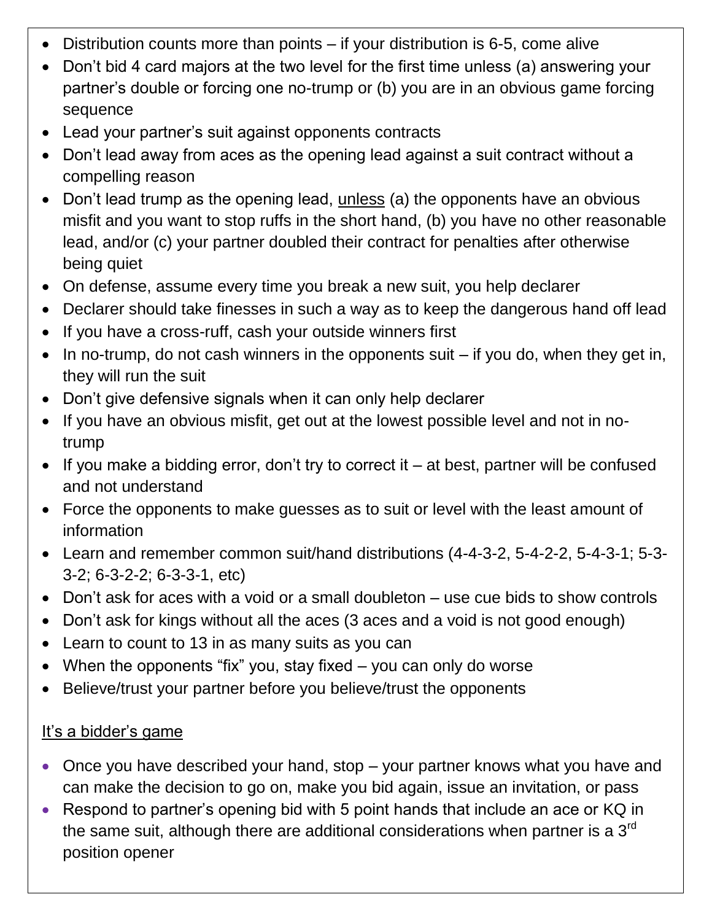- Distribution counts more than points – if your distribution is 6-5, come alive
- Don't bid 4 card majors at the two level for the first time unless (a) answering your partner's double or forcing one no-trump or (b) you are in an obvious game forcing sequence
- Lead your partner's suit against opponents contracts
- Don't lead away from aces as the opening lead against a suit contract without a compelling reason
- Don't lead trump as the opening lead, <u>unless</u> (a) the opponents have an obvious misfit and you want to stop ruffs in the short hand, (b) you have no other reasonable lead, and/or (c) your partner doubled their contract for penalties after otherwise being quiet
- On defense, assume every time you break a new suit, you help declarer
- Declarer should take finesses in such a way as to keep the dangerous hand off lead
- If you have a cross-ruff, cash your outside winners first
- In no-trump, do not cash winners in the opponents suit – if you do, when they get in, they will run the suit
- Don't give defensive signals when it can only help declarer
- If you have an obvious misfit, get out at the lowest possible level and not in no-trump
- If you make a bidding error, don't try to correct it – at best, partner will be confused and not understand
- Force the opponents to make guesses as to suit or level with the least amount of information
- Learn and remember common suit/hand distributions (4-4-3-2, 5-4-2-2, 5-4-3-1; 5-3-3-2; 6-3-2-2; 6-3-3-1, etc)
- Don't ask for aces with a void or a small doubleton – use cue bids to show controls
- Don't ask for kings without all the aces (3 aces and a void is not good enough)
- Learn to count to 13 in as many suits as you can
- When the opponents "fix" you, stay fixed – you can only do worse
- Believe/trust your partner before you believe/trust the opponents

<u>It's a bidder's game</u>

- Once you have described your hand, stop – your partner knows what you have and can make the decision to go on, make you bid again, issue an invitation, or pass
- Respond to partner's opening bid with 5 point hands that include an ace or KQ in the same suit, although there are additional considerations when partner is a 3rd position opener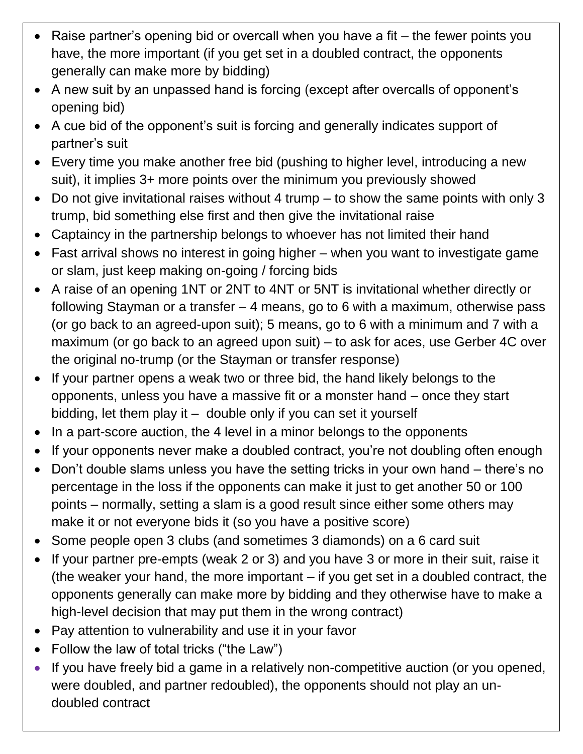- Raise partner's opening bid or overcall when you have a fit – the fewer points you have, the more important (if you get set in a doubled contract, the opponents generally can make more by bidding)
- A new suit by an unpassed hand is forcing (except after overcalls of opponent's opening bid)
- A cue bid of the opponent's suit is forcing and generally indicates support of partner's suit
- Every time you make another free bid (pushing to higher level, introducing a new suit), it implies 3+ more points over the minimum you previously showed
- Do not give invitational raises without 4 trump – to show the same points with only 3 trump, bid something else first and then give the invitational raise
- Captaincy in the partnership belongs to whoever has not limited their hand
- Fast arrival shows no interest in going higher – when you want to investigate game or slam, just keep making on-going / forcing bids
- A raise of an opening 1NT or 2NT to 4NT or 5NT is invitational whether directly or following Stayman or a transfer – 4 means, go to 6 with a maximum, otherwise pass (or go back to an agreed-upon suit); 5 means, go to 6 with a minimum and 7 with a maximum (or go back to an agreed upon suit) – to ask for aces, use Gerber 4C over the original no-trump (or the Stayman or transfer response)
- If your partner opens a weak two or three bid, the hand likely belongs to the opponents, unless you have a massive fit or a monster hand – once they start bidding, let them play it – double only if you can set it yourself
- In a part-score auction, the 4 level in a minor belongs to the opponents
- If your opponents never make a doubled contract, you're not doubling often enough
- Don't double slams unless you have the setting tricks in your own hand – there's no percentage in the loss if the opponents can make it just to get another 50 or 100 points – normally, setting a slam is a good result since either some others may make it or not everyone bids it (so you have a positive score)
- Some people open 3 clubs (and sometimes 3 diamonds) on a 6 card suit
- If your partner pre-empts (weak 2 or 3) and you have 3 or more in their suit, raise it (the weaker your hand, the more important – if you get set in a doubled contract, the opponents generally can make more by bidding and they otherwise have to make a high-level decision that may put them in the wrong contract)
- Pay attention to vulnerability and use it in your favor
- Follow the law of total tricks ("the Law")
- If you have freely bid a game in a relatively non-competitive auction (or you opened, were doubled, and partner redoubled), the opponents should not play an un-doubled contract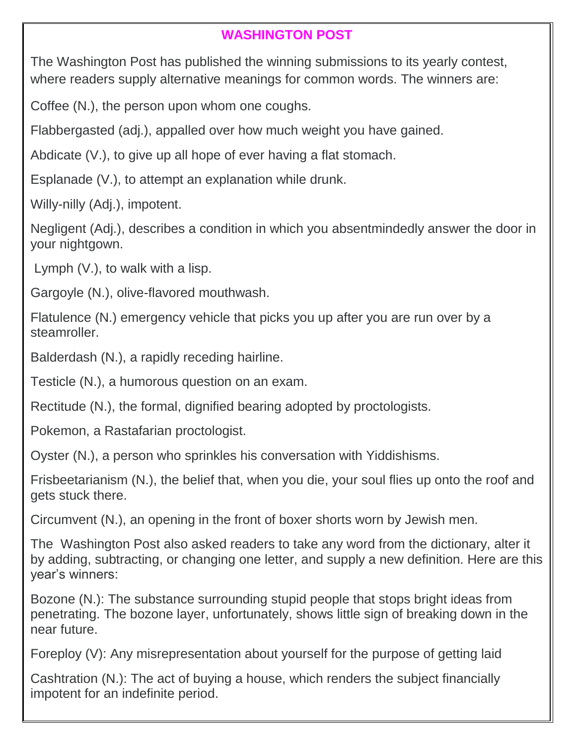# WASHINGTON POST

The Washington Post has published the winning submissions to its yearly contest, where readers supply alternative meanings for common words. The winners are:

Coffee (N.), the person upon whom one coughs.

Flabbergasted (adj.), appalled over how much weight you have gained.

Abdicate (V.), to give up all hope of ever having a flat stomach.

Esplanade (V.), to attempt an explanation while drunk.

Willy-nilly (Adj.), impotent.

Negligent (Adj.), describes a condition in which you absentmindedly answer the door in your nightgown.

Lymph (V.), to walk with a lisp.

Gargoyle (N.), olive-flavored mouthwash.

Flatulence (N.) emergency vehicle that picks you up after you are run over by a steamroller.

Balderdash (N.), a rapidly receding hairline.

Testicle (N.), a humorous question on an exam.

Rectitude (N.), the formal, dignified bearing adopted by proctologists.

Pokemon, a Rastafarian proctologist.

Oyster (N.), a person who sprinkles his conversation with Yiddishisms.

Frisbeetarianism (N.), the belief that, when you die, your soul flies up onto the roof and gets stuck there.

Circumvent (N.), an opening in the front of boxer shorts worn by Jewish men.

The Washington Post also asked readers to take any word from the dictionary, alter it by adding, subtracting, or changing one letter, and supply a new definition. Here are this year's winners:

Bozone (N.): The substance surrounding stupid people that stops bright ideas from penetrating. The bozone layer, unfortunately, shows little sign of breaking down in the near future.

Foreploy (V): Any misrepresentation about yourself for the purpose of getting laid

Cashtration (N.): The act of buying a house, which renders the subject financially impotent for an indefinite period.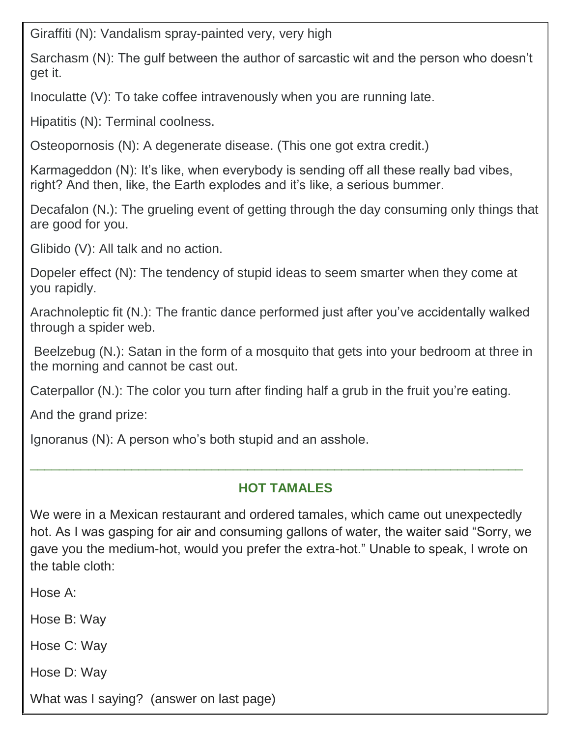Giraffiti (N): Vandalism spray-painted very, very high

Sarchasm (N): The gulf between the author of sarcastic wit and the person who doesn't get it.

Inoculatte (V): To take coffee intravenously when you are running late.

Hipatitis (N): Terminal coolness.

Osteopornosis (N): A degenerate disease. (This one got extra credit.)

Karmageddon (N): It's like, when everybody is sending off all these really bad vibes, right? And then, like, the Earth explodes and it's like, a serious bummer.

Decafalon (N.): The grueling event of getting through the day consuming only things that are good for you.

Glibido (V): All talk and no action.

Dopeler effect (N): The tendency of stupid ideas to seem smarter when they come at you rapidly.

Arachnoleptic fit (N.): The frantic dance performed just after you've accidentally walked through a spider web.

Beelzebug (N.): Satan in the form of a mosquito that gets into your bedroom at three in the morning and cannot be cast out.

Caterpallor (N.): The color you turn after finding half a grub in the fruit you're eating.

And the grand prize:

Ignoranus (N): A person who's both stupid and an asshole.

---

## HOT TAMALES

We were in a Mexican restaurant and ordered tamales, which came out unexpectedly hot. As I was gasping for air and consuming gallons of water, the waiter said "Sorry, we gave you the medium-hot, would you prefer the extra-hot." Unable to speak, I wrote on the table cloth:

Hose A:

Hose B: Way

Hose C: Way

Hose D: Way

What was I saying? (answer on last page)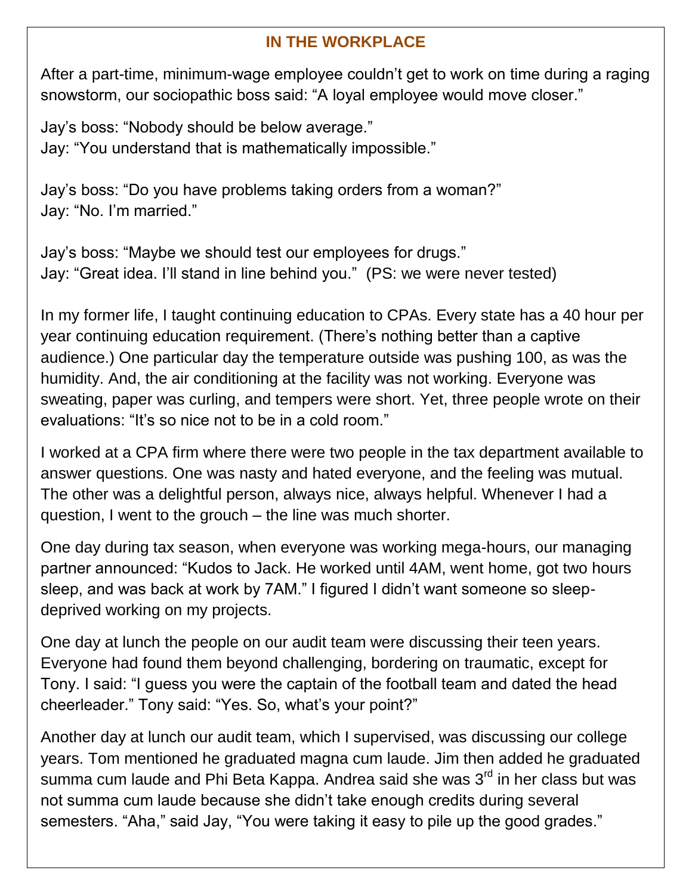## IN THE WORKPLACE

After a part-time, minimum-wage employee couldn't get to work on time during a raging snowstorm, our sociopathic boss said: "A loyal employee would move closer."

Jay's boss: "Nobody should be below average."
Jay: "You understand that is mathematically impossible."

Jay's boss: "Do you have problems taking orders from a woman?"
Jay: "No. I'm married."

Jay's boss: "Maybe we should test our employees for drugs."
Jay: "Great idea. I'll stand in line behind you." (PS: we were never tested)

In my former life, I taught continuing education to CPAs. Every state has a 40 hour per year continuing education requirement. (There's nothing better than a captive audience.) One particular day the temperature outside was pushing 100, as was the humidity. And, the air conditioning at the facility was not working. Everyone was sweating, paper was curling, and tempers were short. Yet, three people wrote on their evaluations: "It's so nice not to be in a cold room."

I worked at a CPA firm where there were two people in the tax department available to answer questions. One was nasty and hated everyone, and the feeling was mutual. The other was a delightful person, always nice, always helpful. Whenever I had a question, I went to the grouch – the line was much shorter.

One day during tax season, when everyone was working mega-hours, our managing partner announced: "Kudos to Jack. He worked until 4AM, went home, got two hours sleep, and was back at work by 7AM." I figured I didn't want someone so sleep-deprived working on my projects.

One day at lunch the people on our audit team were discussing their teen years. Everyone had found them beyond challenging, bordering on traumatic, except for Tony. I said: "I guess you were the captain of the football team and dated the head cheerleader." Tony said: "Yes. So, what's your point?"

Another day at lunch our audit team, which I supervised, was discussing our college years. Tom mentioned he graduated magna cum laude. Jim then added he graduated summa cum laude and Phi Beta Kappa. Andrea said she was 3rd in her class but was not summa cum laude because she didn't take enough credits during several semesters. "Aha," said Jay, "You were taking it easy to pile up the good grades."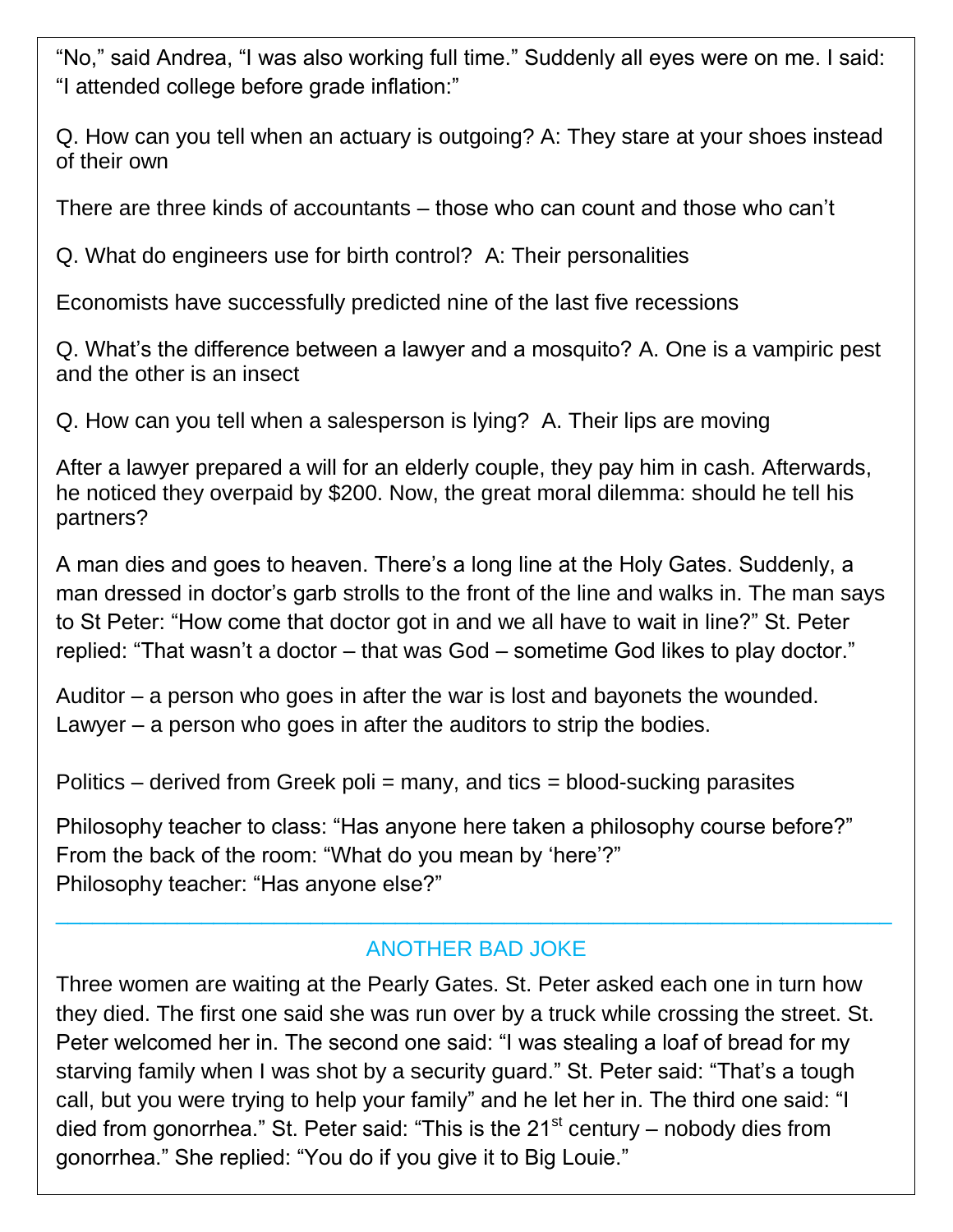"No," said Andrea, "I was also working full time." Suddenly all eyes were on me. I said: "I attended college before grade inflation:"

Q. How can you tell when an actuary is outgoing? A: They stare at your shoes instead of their own

There are three kinds of accountants – those who can count and those who can't

Q. What do engineers use for birth control? A: Their personalities

Economists have successfully predicted nine of the last five recessions

Q. What's the difference between a lawyer and a mosquito? A. One is a vampiric pest and the other is an insect

Q. How can you tell when a salesperson is lying? A. Their lips are moving

After a lawyer prepared a will for an elderly couple, they pay him in cash. Afterwards, he noticed they overpaid by $200. Now, the great moral dilemma: should he tell his partners?

A man dies and goes to heaven. There's a long line at the Holy Gates. Suddenly, a man dressed in doctor's garb strolls to the front of the line and walks in. The man says to St Peter: "How come that doctor got in and we all have to wait in line?" St. Peter replied: "That wasn't a doctor – that was God – sometime God likes to play doctor."

Auditor – a person who goes in after the war is lost and bayonets the wounded.
Lawyer – a person who goes in after the auditors to strip the bodies.

Politics – derived from Greek poli = many, and tics = blood-sucking parasites

Philosophy teacher to class: "Has anyone here taken a philosophy course before?"
From the back of the room: "What do you mean by 'here'?"
Philosophy teacher: "Has anyone else?"

---

## ANOTHER BAD JOKE

Three women are waiting at the Pearly Gates. St. Peter asked each one in turn how they died. The first one said she was run over by a truck while crossing the street. St. Peter welcomed her in. The second one said: "I was stealing a loaf of bread for my starving family when I was shot by a security guard." St. Peter said: "That's a tough call, but you were trying to help your family" and he let her in. The third one said: "I died from gonorrhea." St. Peter said: "This is the 21st century – nobody dies from gonorrhea." She replied: "You do if you give it to Big Louie."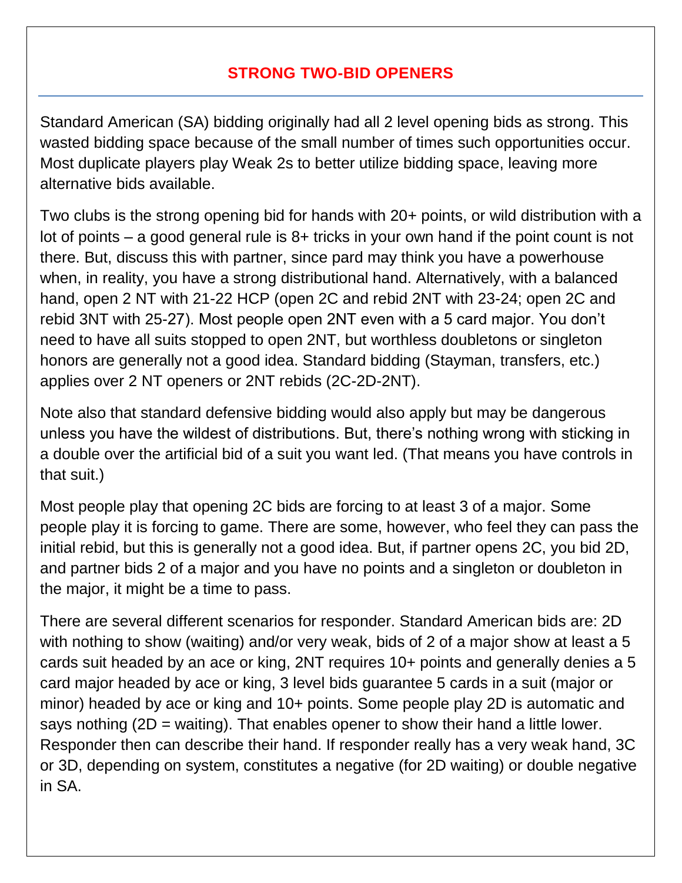## STRONG TWO-BID OPENERS

Standard American (SA) bidding originally had all 2 level opening bids as strong. This wasted bidding space because of the small number of times such opportunities occur. Most duplicate players play Weak 2s to better utilize bidding space, leaving more alternative bids available.

Two clubs is the strong opening bid for hands with 20+ points, or wild distribution with a lot of points – a good general rule is 8+ tricks in your own hand if the point count is not there. But, discuss this with partner, since pard may think you have a powerhouse when, in reality, you have a strong distributional hand. Alternatively, with a balanced hand, open 2 NT with 21-22 HCP (open 2C and rebid 2NT with 23-24; open 2C and rebid 3NT with 25-27). Most people open 2NT even with a 5 card major. You don't need to have all suits stopped to open 2NT, but worthless doubletons or singleton honors are generally not a good idea. Standard bidding (Stayman, transfers, etc.) applies over 2 NT openers or 2NT rebids (2C-2D-2NT).

Note also that standard defensive bidding would also apply but may be dangerous unless you have the wildest of distributions. But, there's nothing wrong with sticking in a double over the artificial bid of a suit you want led. (That means you have controls in that suit.)

Most people play that opening 2C bids are forcing to at least 3 of a major. Some people play it is forcing to game. There are some, however, who feel they can pass the initial rebid, but this is generally not a good idea. But, if partner opens 2C, you bid 2D, and partner bids 2 of a major and you have no points and a singleton or doubleton in the major, it might be a time to pass.

There are several different scenarios for responder. Standard American bids are: 2D with nothing to show (waiting) and/or very weak, bids of 2 of a major show at least a 5 cards suit headed by an ace or king, 2NT requires 10+ points and generally denies a 5 card major headed by ace or king, 3 level bids guarantee 5 cards in a suit (major or minor) headed by ace or king and 10+ points. Some people play 2D is automatic and says nothing (2D = waiting). That enables opener to show their hand a little lower. Responder then can describe their hand. If responder really has a very weak hand, 3C or 3D, depending on system, constitutes a negative (for 2D waiting) or double negative in SA.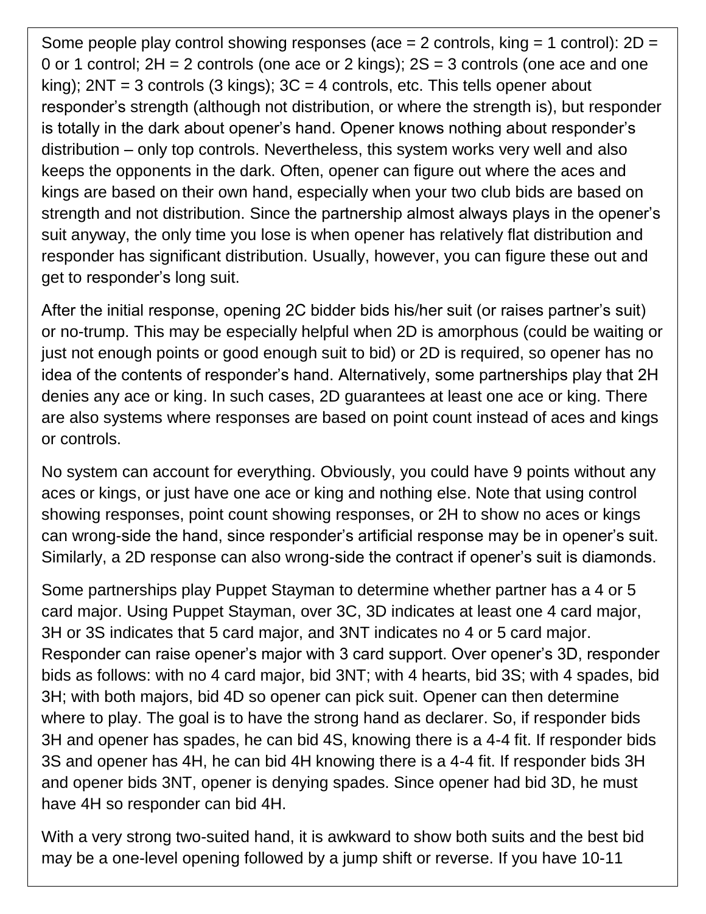Some people play control showing responses (ace = 2 controls, king = 1 control): 2D = 0 or 1 control; 2H = 2 controls (one ace or 2 kings); 2S = 3 controls (one ace and one king); 2NT = 3 controls (3 kings); 3C = 4 controls, etc. This tells opener about responder's strength (although not distribution, or where the strength is), but responder is totally in the dark about opener's hand. Opener knows nothing about responder's distribution – only top controls. Nevertheless, this system works very well and also keeps the opponents in the dark. Often, opener can figure out where the aces and kings are based on their own hand, especially when your two club bids are based on strength and not distribution. Since the partnership almost always plays in the opener's suit anyway, the only time you lose is when opener has relatively flat distribution and responder has significant distribution. Usually, however, you can figure these out and get to responder's long suit.

After the initial response, opening 2C bidder bids his/her suit (or raises partner's suit) or no-trump. This may be especially helpful when 2D is amorphous (could be waiting or just not enough points or good enough suit to bid) or 2D is required, so opener has no idea of the contents of responder's hand. Alternatively, some partnerships play that 2H denies any ace or king. In such cases, 2D guarantees at least one ace or king. There are also systems where responses are based on point count instead of aces and kings or controls.

No system can account for everything. Obviously, you could have 9 points without any aces or kings, or just have one ace or king and nothing else. Note that using control showing responses, point count showing responses, or 2H to show no aces or kings can wrong-side the hand, since responder's artificial response may be in opener's suit. Similarly, a 2D response can also wrong-side the contract if opener's suit is diamonds.

Some partnerships play Puppet Stayman to determine whether partner has a 4 or 5 card major. Using Puppet Stayman, over 3C, 3D indicates at least one 4 card major, 3H or 3S indicates that 5 card major, and 3NT indicates no 4 or 5 card major. Responder can raise opener's major with 3 card support. Over opener's 3D, responder bids as follows: with no 4 card major, bid 3NT; with 4 hearts, bid 3S; with 4 spades, bid 3H; with both majors, bid 4D so opener can pick suit. Opener can then determine where to play. The goal is to have the strong hand as declarer. So, if responder bids 3H and opener has spades, he can bid 4S, knowing there is a 4-4 fit. If responder bids 3S and opener has 4H, he can bid 4H knowing there is a 4-4 fit. If responder bids 3H and opener bids 3NT, opener is denying spades. Since opener had bid 3D, he must have 4H so responder can bid 4H.

With a very strong two-suited hand, it is awkward to show both suits and the best bid may be a one-level opening followed by a jump shift or reverse. If you have 10-11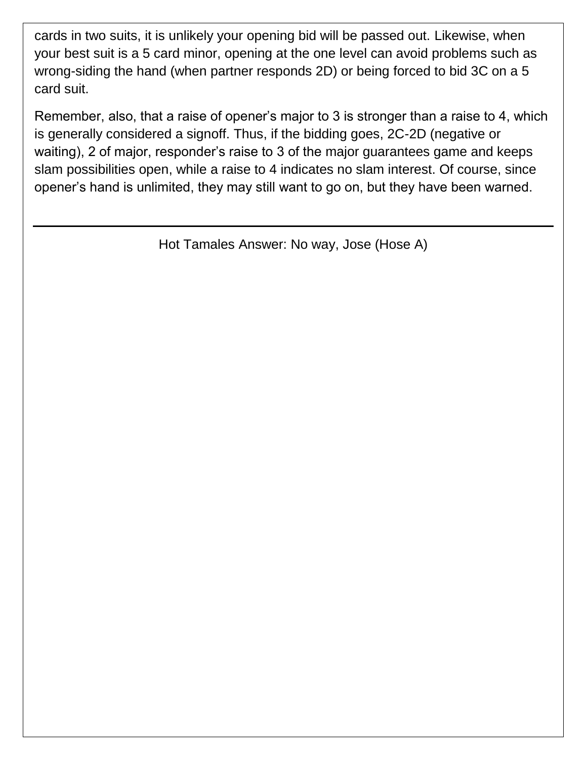cards in two suits, it is unlikely your opening bid will be passed out. Likewise, when your best suit is a 5 card minor, opening at the one level can avoid problems such as wrong-siding the hand (when partner responds 2D) or being forced to bid 3C on a 5 card suit.

Remember, also, that a raise of opener's major to 3 is stronger than a raise to 4, which is generally considered a signoff. Thus, if the bidding goes, 2C-2D (negative or waiting), 2 of major, responder's raise to 3 of the major guarantees game and keeps slam possibilities open, while a raise to 4 indicates no slam interest. Of course, since opener's hand is unlimited, they may still want to go on, but they have been warned.

---

Hot Tamales Answer: No way, Jose (Hose A)